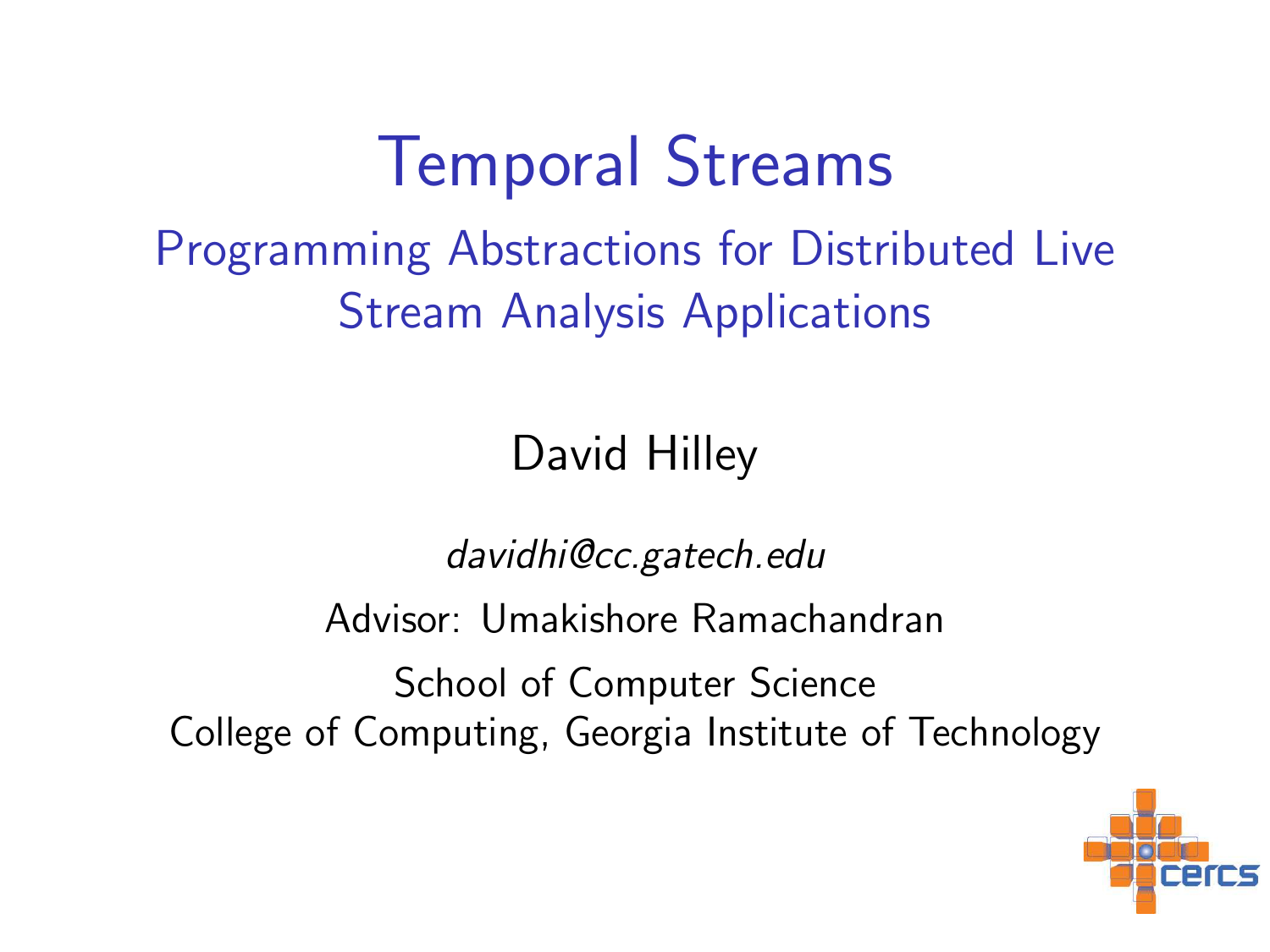# Temporal Streams

## Programming Abstractions for Distributed Live Stream Analysis Applications

David Hilley

*davidhi@cc.gatech.edu*

Advisor: Umakishore Ramachandran

School of Computer Science
College of Computing, Georgia Institute of Technology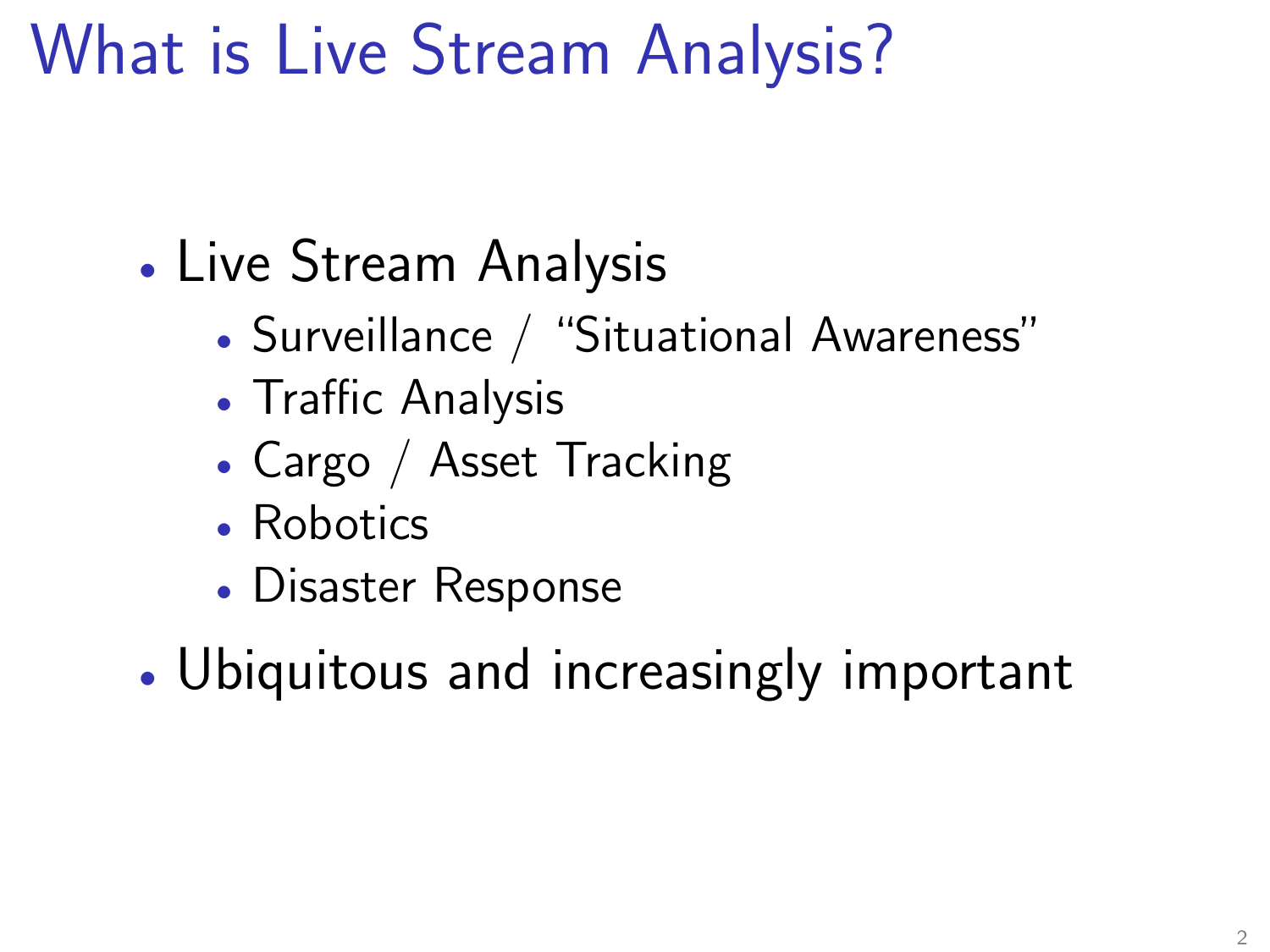# What is Live Stream Analysis?

- Live Stream Analysis
  - Surveillance / "Situational Awareness"
  - Traffic Analysis
  - Cargo / Asset Tracking
  - Robotics
  - Disaster Response
- Ubiquitous and increasingly important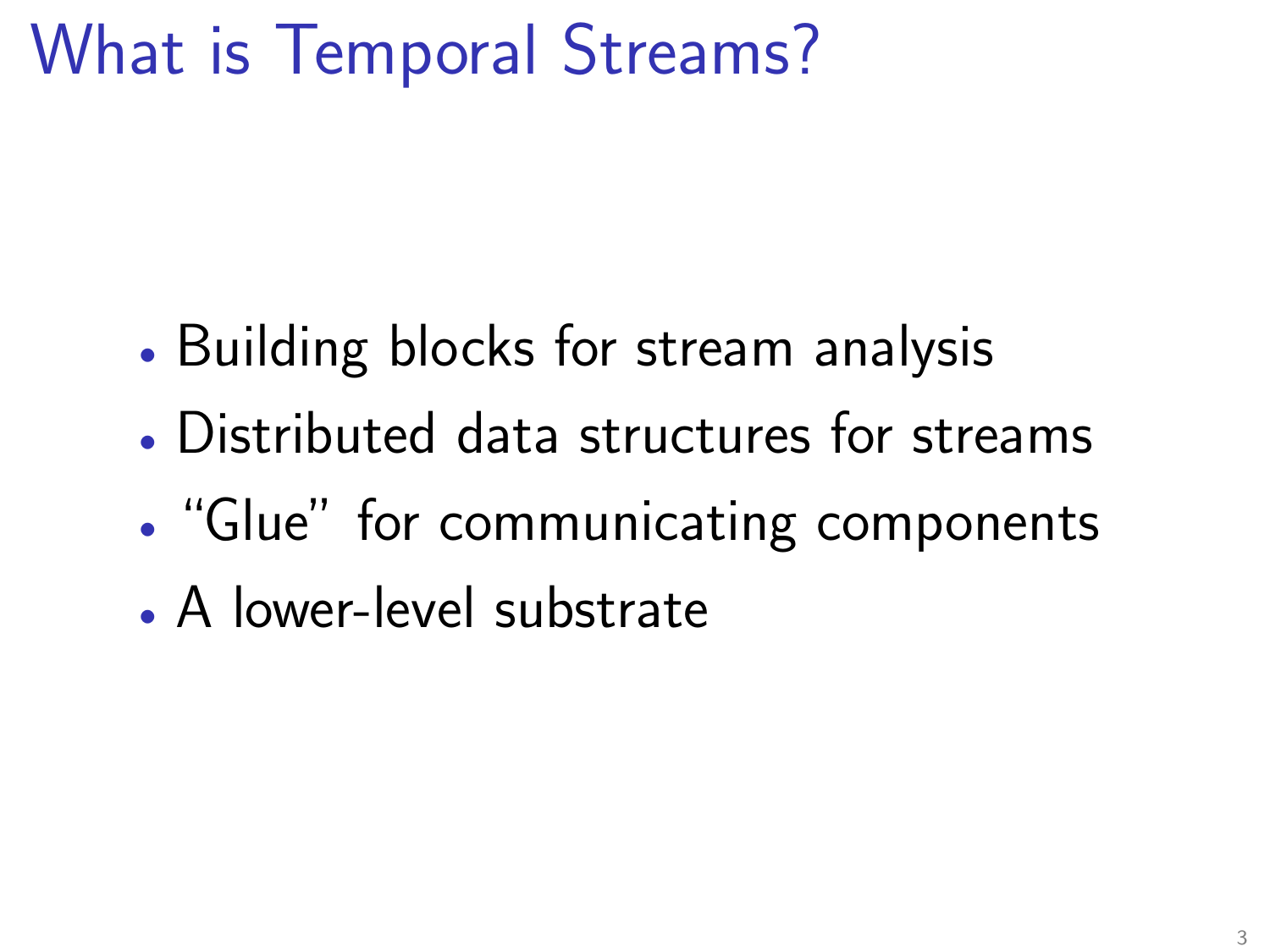# What is Temporal Streams?

- Building blocks for stream analysis
- Distributed data structures for streams
- “Glue” for communicating components
- A lower-level substrate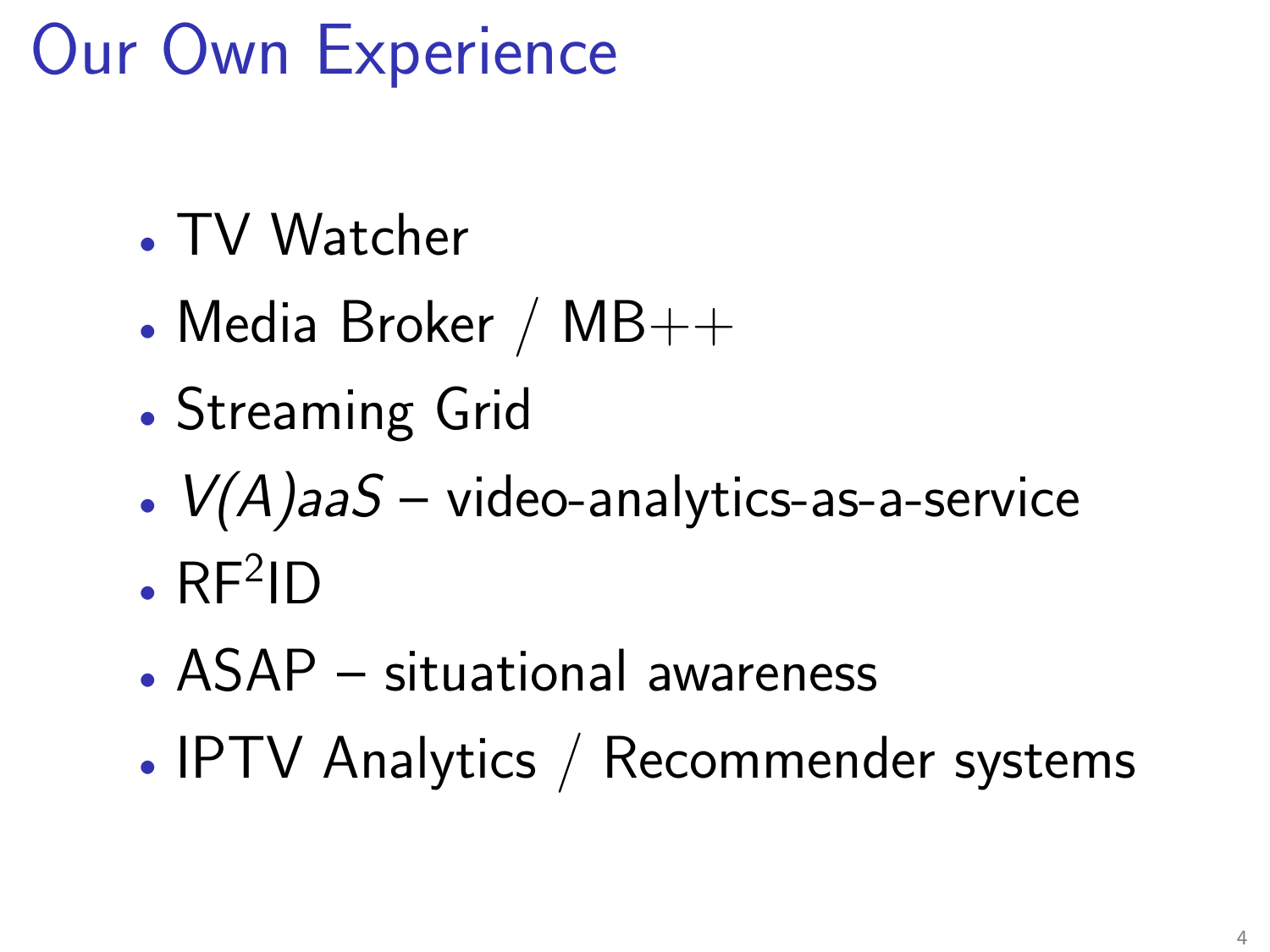# Our Own Experience

- TV Watcher
- Media Broker / MB++
- Streaming Grid
- *V(A)aaS* – video-analytics-as-a-service
- $RF^2ID$
- ASAP – situational awareness
- IPTV Analytics / Recommender systems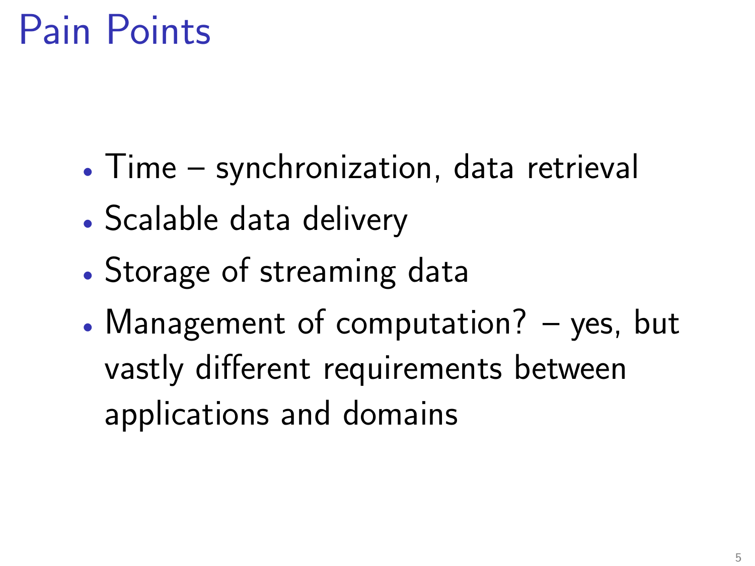# Pain Points

- Time – synchronization, data retrieval
- Scalable data delivery
- Storage of streaming data
- Management of computation? – yes, but vastly different requirements between applications and domains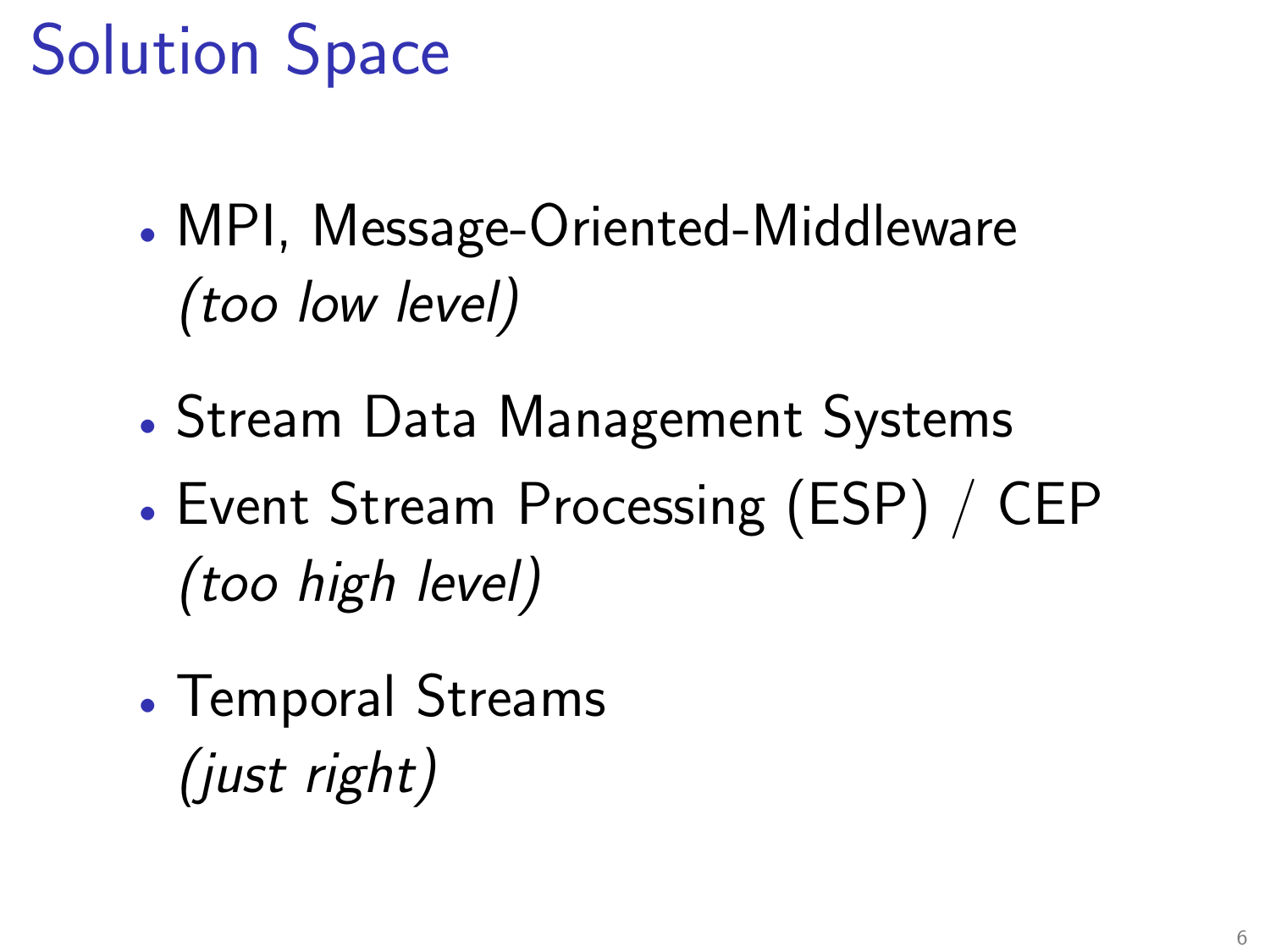# Solution Space

- MPI, Message-Oriented-Middleware
  *(too low level)*

- Stream Data Management Systems
- Event Stream Processing (ESP) / CEP
  *(too high level)*

- Temporal Streams
  *(just right)*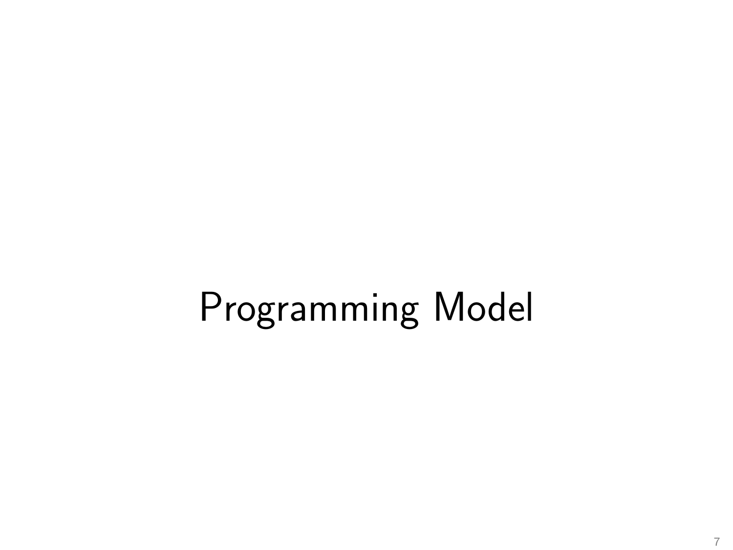# Programming Model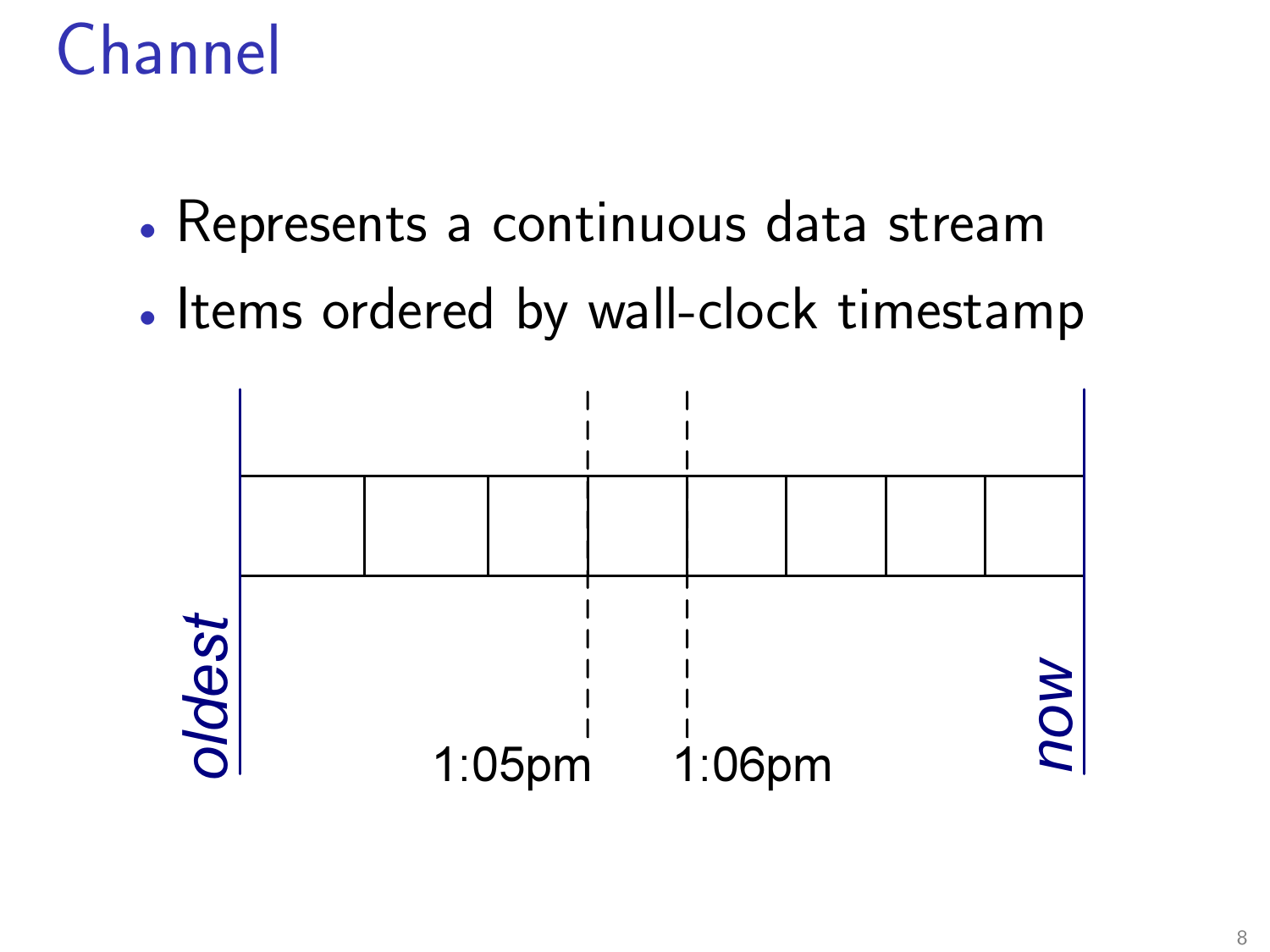# Channel

- Represents a continuous data stream
- Items ordered by wall-clock timestamp

*oldest* 1:05pm 1:06pm *now*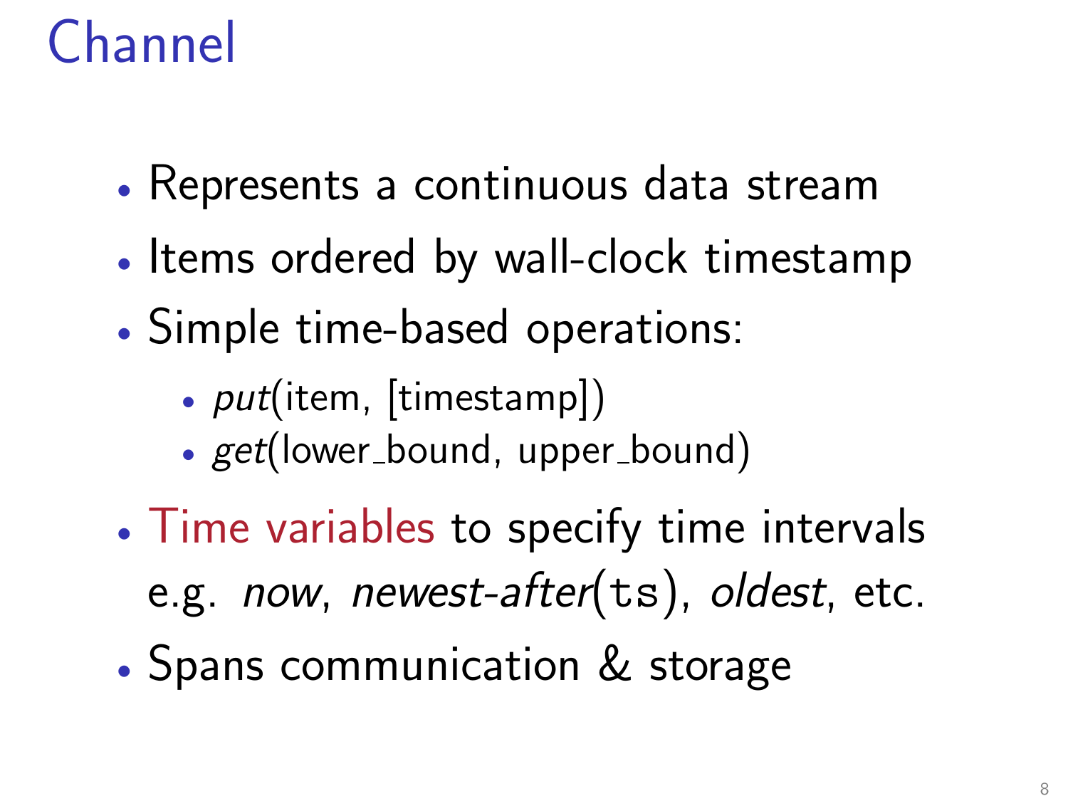# Channel

- Represents a continuous data stream
- Items ordered by wall-clock timestamp
- Simple time-based operations:
  - *put*(item, [timestamp])
  - *get*(lower_bound, upper_bound)
- Time variables to specify time intervals e.g. *now*, *newest-after*(`ts`), *oldest*, etc.
- Spans communication & storage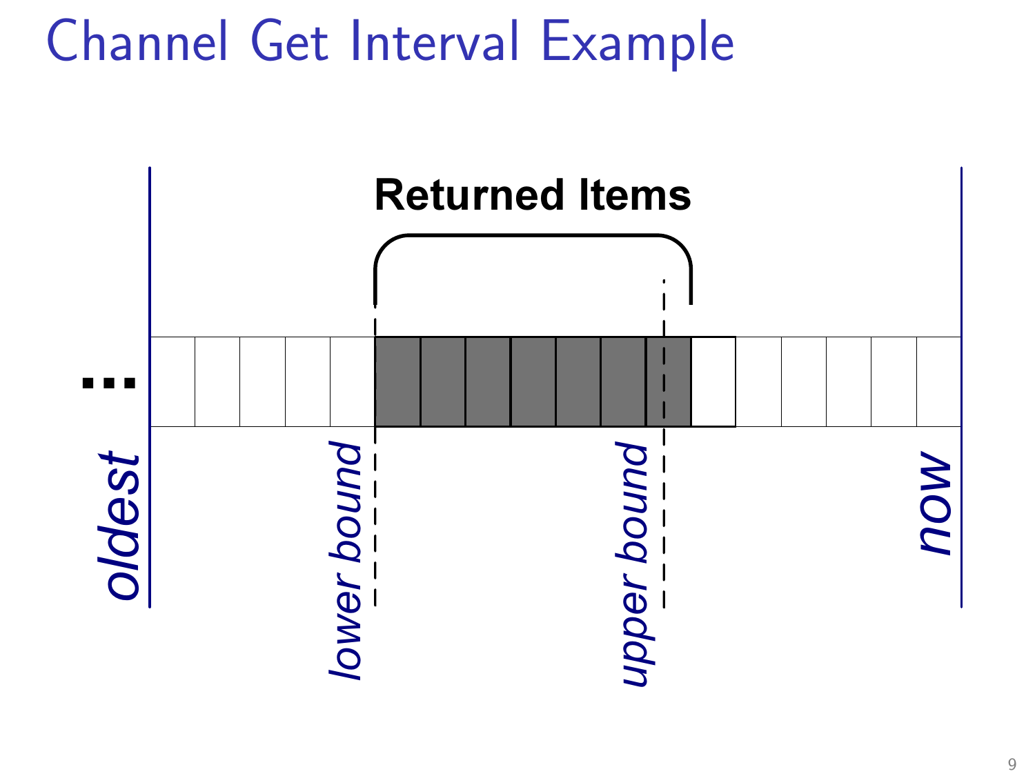# Channel Get Interval Example

**Returned Items**

...

*oldest*

*lower bound*

*upper bound*

*now*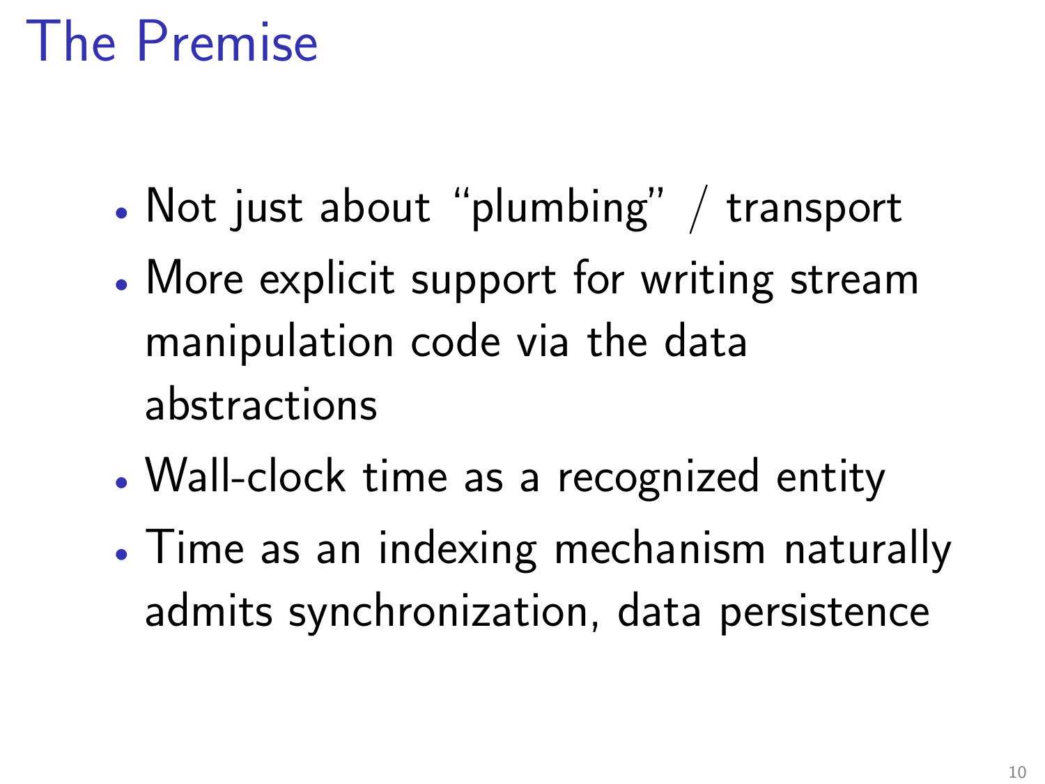# The Premise

- Not just about “plumbing” / transport
- More explicit support for writing stream manipulation code via the data abstractions
- Wall-clock time as a recognized entity
- Time as an indexing mechanism naturally admits synchronization, data persistence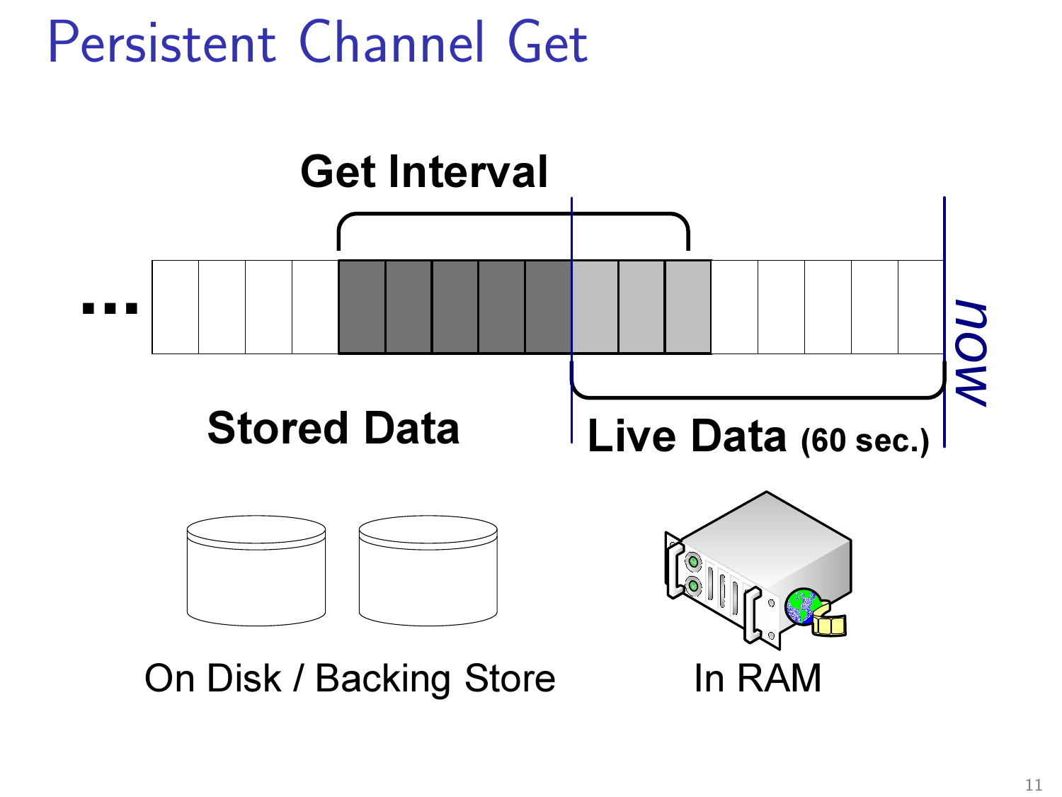# Persistent Channel Get

Get Interval

...

now

Stored Data

Live Data (60 sec.)

On Disk / Backing Store

In RAM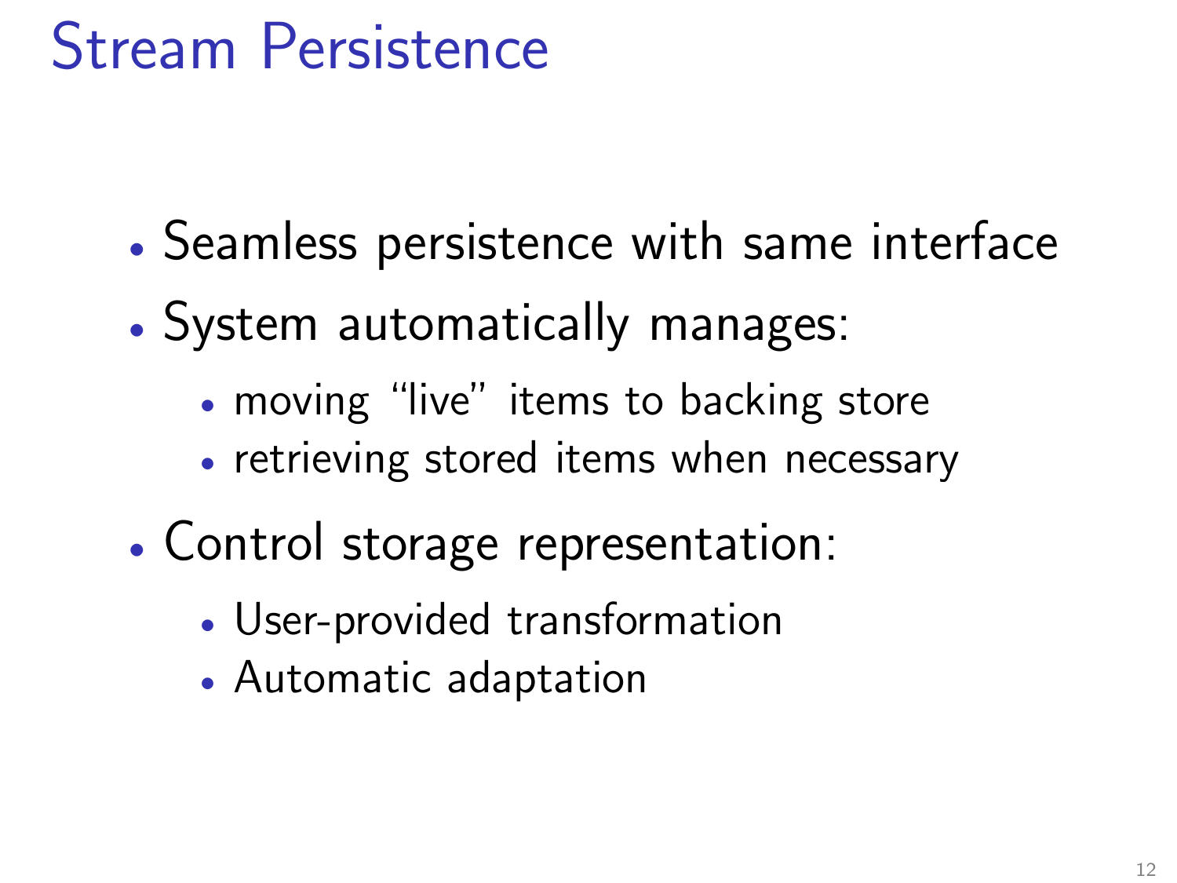# Stream Persistence

- Seamless persistence with same interface
- System automatically manages:
  - moving “live” items to backing store
  - retrieving stored items when necessary
- Control storage representation:
  - User-provided transformation
  - Automatic adaptation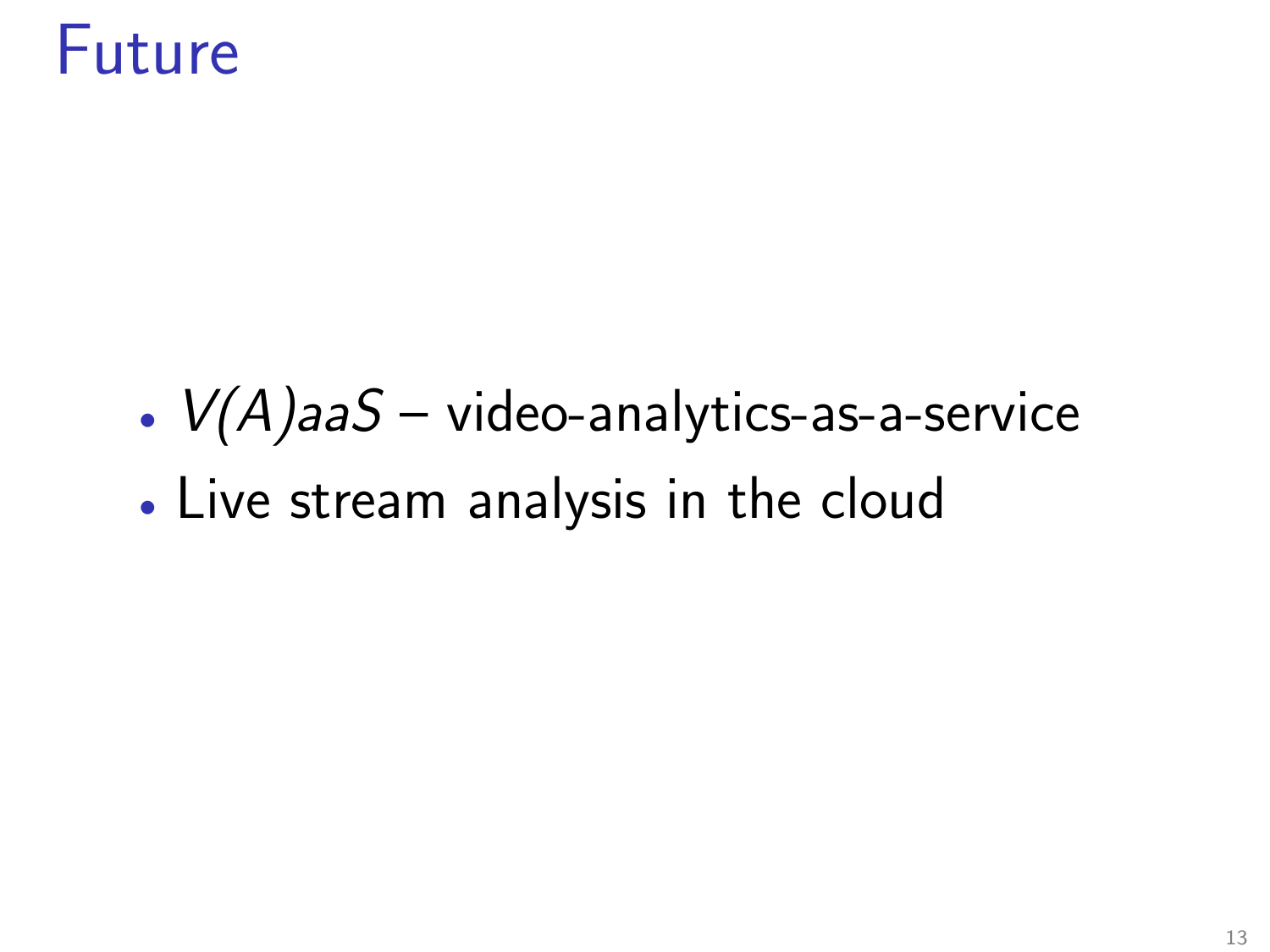# Future

- *V(A)aaS* – video-analytics-as-a-service
- Live stream analysis in the cloud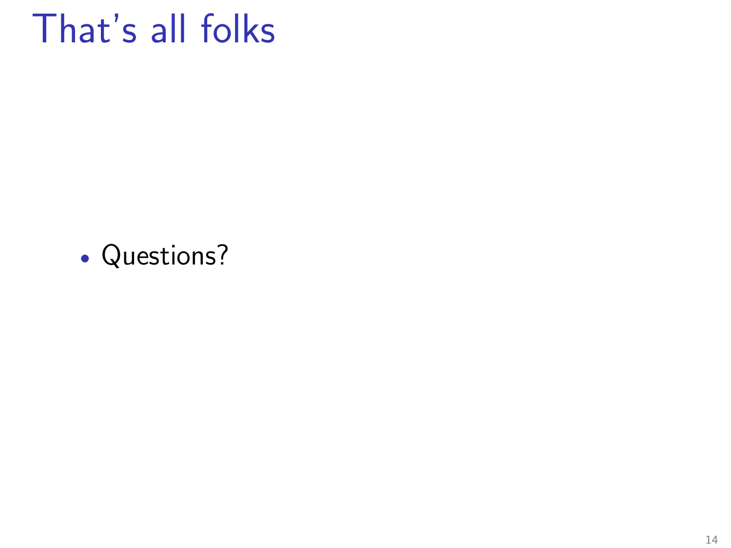# That's all folks

- Questions?